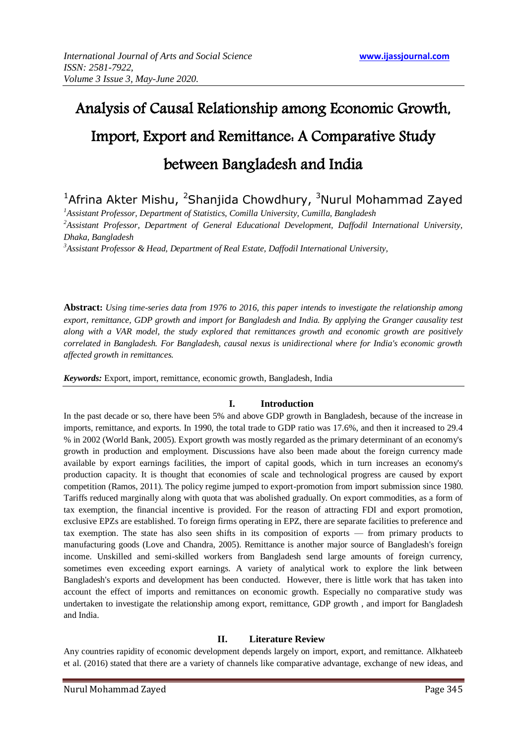# Analysis of Causal Relationship among Economic Growth, Import, Export and Remittance: A Comparative Study between Bangladesh and India

[1]Afrina Akter Mishu, [2]Shanjida Chowdhury, [3]Nurul Mohammad Zayed

*[1]Assistant Professor, Department of Statistics, Comilla University, Cumilla, Bangladesh*
*[2]Assistant Professor, Department of General Educational Development, Daffodil International University, Dhaka, Bangladesh*
*[3]Assistant Professor & Head, Department of Real Estate, Daffodil International University,*

**Abstract:** *Using time-series data from 1976 to 2016, this paper intends to investigate the relationship among export, remittance, GDP growth and import for Bangladesh and India. By applying the Granger causality test along with a VAR model, the study explored that remittances growth and economic growth are positively correlated in Bangladesh. For Bangladesh, causal nexus is unidirectional where for India's economic growth affected growth in remittances.*

***Keywords:*** Export, import, remittance, economic growth, Bangladesh, India

## I. Introduction

In the past decade or so, there have been 5% and above GDP growth in Bangladesh, because of the increase in imports, remittance, and exports. In 1990, the total trade to GDP ratio was 17.6%, and then it increased to 29.4 % in 2002 (World Bank, 2005). Export growth was mostly regarded as the primary determinant of an economy's growth in production and employment. Discussions have also been made about the foreign currency made available by export earnings facilities, the import of capital goods, which in turn increases an economy's production capacity. It is thought that economies of scale and technological progress are caused by export competition (Ramos, 2011). The policy regime jumped to export-promotion from import submission since 1980. Tariffs reduced marginally along with quota that was abolished gradually. On export commodities, as a form of tax exemption, the financial incentive is provided. For the reason of attracting FDI and export promotion, exclusive EPZs are established. To foreign firms operating in EPZ, there are separate facilities to preference and tax exemption. The state has also seen shifts in its composition of exports — from primary products to manufacturing goods (Love and Chandra, 2005). Remittance is another major source of Bangladesh's foreign income. Unskilled and semi-skilled workers from Bangladesh send large amounts of foreign currency, sometimes even exceeding export earnings. A variety of analytical work to explore the link between Bangladesh's exports and development has been conducted. However, there is little work that has taken into account the effect of imports and remittances on economic growth. Especially no comparative study was undertaken to investigate the relationship among export, remittance, GDP growth , and import for Bangladesh and India.

## II. Literature Review

Any countries rapidity of economic development depends largely on import, export, and remittance. Alkhateeb et al. (2016) stated that there are a variety of channels like comparative advantage, exchange of new ideas, and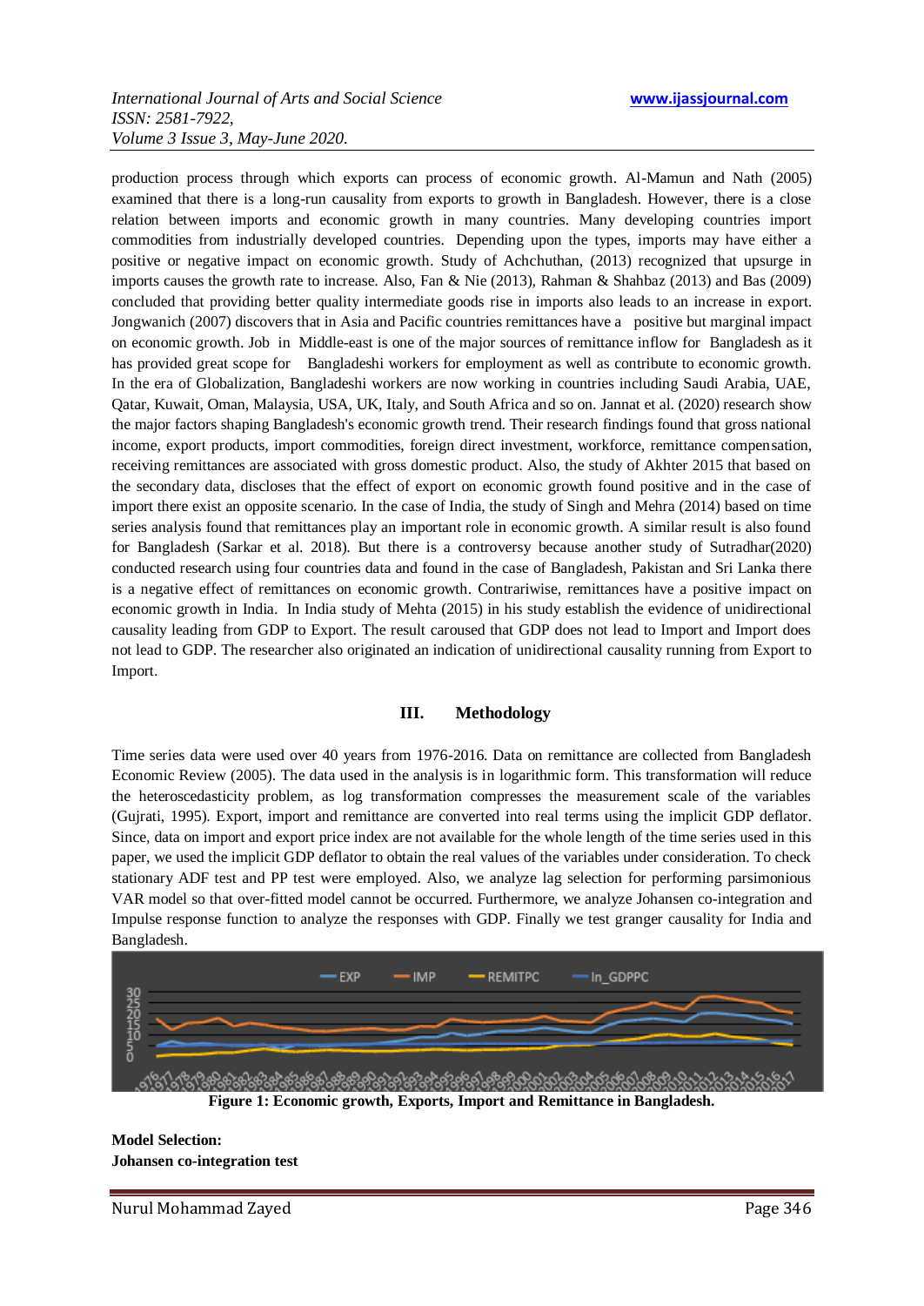production process through which exports can process of economic growth. Al-Mamun and Nath (2005) examined that there is a long-run causality from exports to growth in Bangladesh. However, there is a close relation between imports and economic growth in many countries. Many developing countries import commodities from industrially developed countries. Depending upon the types, imports may have either a positive or negative impact on economic growth. Study of Achchuthan, (2013) recognized that upsurge in imports causes the growth rate to increase. Also, Fan & Nie (2013), Rahman & Shahbaz (2013) and Bas (2009) concluded that providing better quality intermediate goods rise in imports also leads to an increase in export. Jongwanich (2007) discovers that in Asia and Pacific countries remittances have a positive but marginal impact on economic growth. Job in Middle-east is one of the major sources of remittance inflow for Bangladesh as it has provided great scope for Bangladeshi workers for employment as well as contribute to economic growth. In the era of Globalization, Bangladeshi workers are now working in countries including Saudi Arabia, UAE, Qatar, Kuwait, Oman, Malaysia, USA, UK, Italy, and South Africa and so on. Jannat et al. (2020) research show the major factors shaping Bangladesh's economic growth trend. Their research findings found that gross national income, export products, import commodities, foreign direct investment, workforce, remittance compensation, receiving remittances are associated with gross domestic product. Also, the study of Akhter 2015 that based on the secondary data, discloses that the effect of export on economic growth found positive and in the case of import there exist an opposite scenario. In the case of India, the study of Singh and Mehra (2014) based on time series analysis found that remittances play an important role in economic growth. A similar result is also found for Bangladesh (Sarkar et al. 2018). But there is a controversy because another study of Sutradhar(2020) conducted research using four countries data and found in the case of Bangladesh, Pakistan and Sri Lanka there is a negative effect of remittances on economic growth. Contrariwise, remittances have a positive impact on economic growth in India. In India study of Mehta (2015) in his study establish the evidence of unidirectional causality leading from GDP to Export. The result caroused that GDP does not lead to Import and Import does not lead to GDP. The researcher also originated an indication of unidirectional causality running from Export to Import.

## III. Methodology

Time series data were used over 40 years from 1976-2016. Data on remittance are collected from Bangladesh Economic Review (2005). The data used in the analysis is in logarithmic form. This transformation will reduce the heteroscedasticity problem, as log transformation compresses the measurement scale of the variables (Gujrati, 1995). Export, import and remittance are converted into real terms using the implicit GDP deflator. Since, data on import and export price index are not available for the whole length of the time series used in this paper, we used the implicit GDP deflator to obtain the real values of the variables under consideration. To check stationary ADF test and PP test were employed. Also, we analyze lag selection for performing parsimonious VAR model so that over-fitted model cannot be occurred. Furthermore, we analyze Johansen co-integration and Impulse response function to analyze the responses with GDP. Finally we test granger causality for India and Bangladesh.

**Figure 1: Economic growth, Exports, Import and Remittance in Bangladesh.**

**Model Selection:**
**Johansen co-integration test**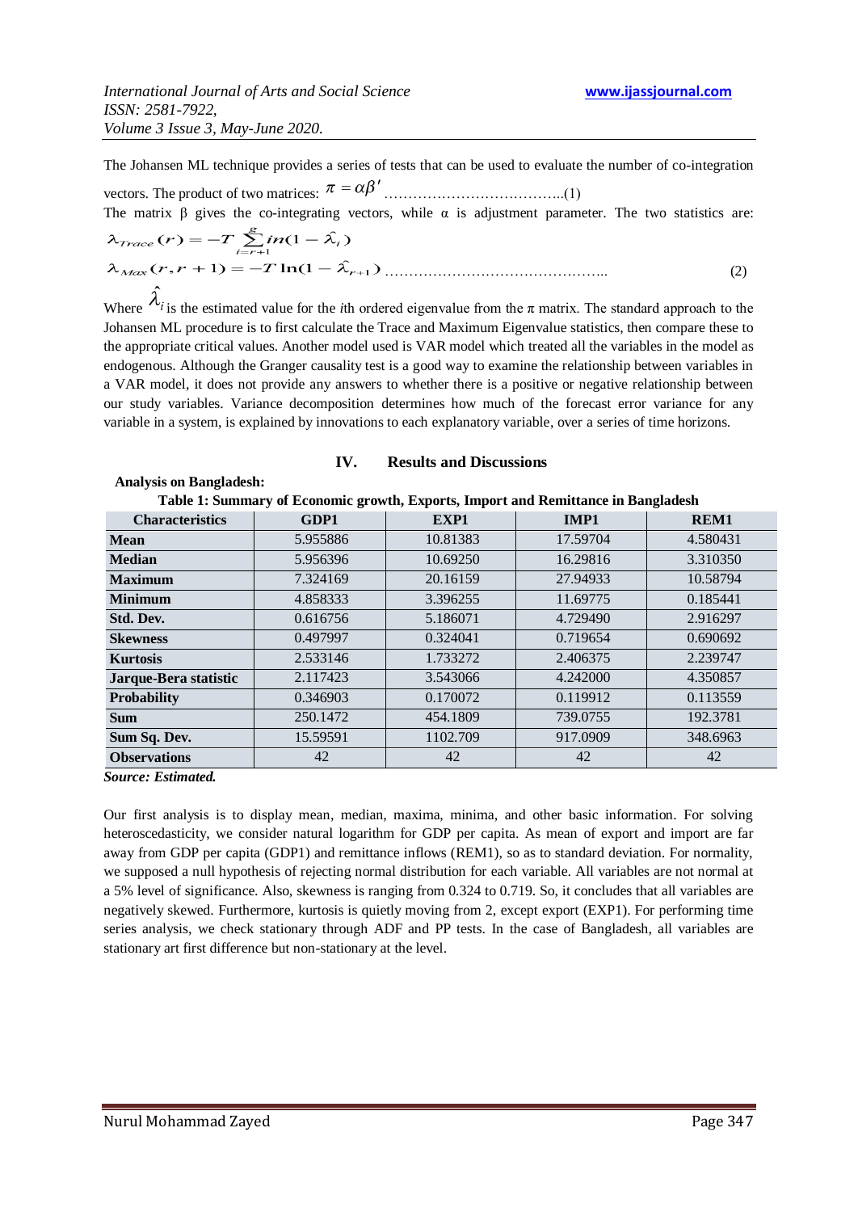The Johansen ML technique provides a series of tests that can be used to evaluate the number of co-integration vectors. The product of two matrices: $\pi = \alpha\beta'$ ………………………………..(1)

The matrix β gives the co-integrating vectors, while α is adjustment parameter. The two statistics are:

$$\lambda_{Trace}(r) = -T\sum_{i=r+1}^{g} in(1-\hat{\lambda}_i)$$

$$\lambda_{Max}(r, r+1) = -T\ln(1-\hat{\lambda}_{r+1}) \quad \text{……………………………………….. (2)}$$

Where $\hat{\lambda}_i$ is the estimated value for the *i*th ordered eigenvalue from the π matrix. The standard approach to the Johansen ML procedure is to first calculate the Trace and Maximum Eigenvalue statistics, then compare these to the appropriate critical values. Another model used is VAR model which treated all the variables in the model as endogenous. Although the Granger causality test is a good way to examine the relationship between variables in a VAR model, it does not provide any answers to whether there is a positive or negative relationship between our study variables. Variance decomposition determines how much of the forecast error variance for any variable in a system, is explained by innovations to each explanatory variable, over a series of time horizons.

## IV. Results and Discussions

**Analysis on Bangladesh:**

**Table 1: Summary of Economic growth, Exports, Import and Remittance in Bangladesh**

| Characteristics | GDP1 | EXP1 | IMP1 | REM1 |
|---|---|---|---|---|
| **Mean** | 5.955886 | 10.81383 | 17.59704 | 4.580431 |
| **Median** | 5.956396 | 10.69250 | 16.29816 | 3.310350 |
| **Maximum** | 7.324169 | 20.16159 | 27.94933 | 10.58794 |
| **Minimum** | 4.858333 | 3.396255 | 11.69775 | 0.185441 |
| **Std. Dev.** | 0.616756 | 5.186071 | 4.729490 | 2.916297 |
| **Skewness** | 0.497997 | 0.324041 | 0.719654 | 0.690692 |
| **Kurtosis** | 2.533146 | 1.733272 | 2.406375 | 2.239747 |
| **Jarque-Bera statistic** | 2.117423 | 3.543066 | 4.242000 | 4.350857 |
| **Probability** | 0.346903 | 0.170072 | 0.119912 | 0.113559 |
| **Sum** | 250.1472 | 454.1809 | 739.0755 | 192.3781 |
| **Sum Sq. Dev.** | 15.59591 | 1102.709 | 917.0909 | 348.6963 |
| **Observations** | 42 | 42 | 42 | 42 |

***Source: Estimated.***

Our first analysis is to display mean, median, maxima, minima, and other basic information. For solving heteroscedasticity, we consider natural logarithm for GDP per capita. As mean of export and import are far away from GDP per capita (GDP1) and remittance inflows (REM1), so as to standard deviation. For normality, we supposed a null hypothesis of rejecting normal distribution for each variable. All variables are not normal at a 5% level of significance. Also, skewness is ranging from 0.324 to 0.719. So, it concludes that all variables are negatively skewed. Furthermore, kurtosis is quietly moving from 2, except export (EXP1). For performing time series analysis, we check stationary through ADF and PP tests. In the case of Bangladesh, all variables are stationary art first difference but non-stationary at the level.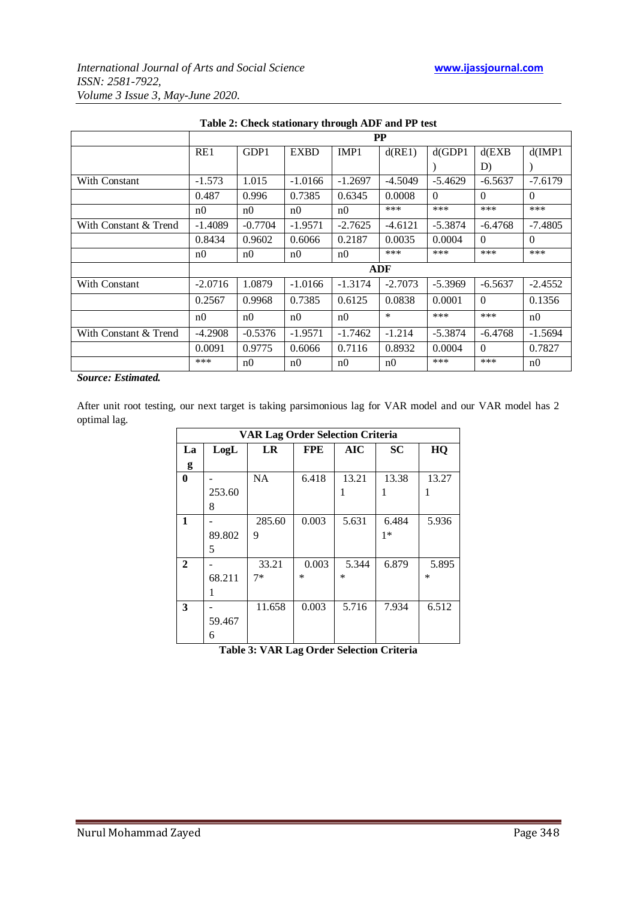**Table 2: Check stationary through ADF and PP test**

| | PP | | | | | | | |
|---|---|---|---|---|---|---|---|---|
| | RE1 | GDP1 | EXBD | IMP1 | d(RE1) | d(GDP1) | d(EXBD) | d(IMP1) |
| With Constant | -1.573 | 1.015 | -1.0166 | -1.2697 | -4.5049 | -5.4629 | -6.5637 | -7.6179 |
| | 0.487 | 0.996 | 0.7385 | 0.6345 | 0.0008 | 0 | 0 | 0 |
| | n0 | n0 | n0 | n0 | *** | *** | *** | *** |
| With Constant & Trend | -1.4089 | -0.7704 | -1.9571 | -2.7625 | -4.6121 | -5.3874 | -6.4768 | -7.4805 |
| | 0.8434 | 0.9602 | 0.6066 | 0.2187 | 0.0035 | 0.0004 | 0 | 0 |
| | n0 | n0 | n0 | n0 | *** | *** | *** | *** |
| | ADF | | | | | | | |
| With Constant | -2.0716 | 1.0879 | -1.0166 | -1.3174 | -2.7073 | -5.3969 | -6.5637 | -2.4552 |
| | 0.2567 | 0.9968 | 0.7385 | 0.6125 | 0.0838 | 0.0001 | 0 | 0.1356 |
| | n0 | n0 | n0 | n0 | * | *** | *** | n0 |
| With Constant & Trend | -4.2908 | -0.5376 | -1.9571 | -1.7462 | -1.214 | -5.3874 | -6.4768 | -1.5694 |
| | 0.0091 | 0.9775 | 0.6066 | 0.7116 | 0.8932 | 0.0004 | 0 | 0.7827 |
| | *** | n0 | n0 | n0 | n0 | *** | *** | n0 |

***Source: Estimated.***

After unit root testing, our next target is taking parsimonious lag for VAR model and our VAR model has 2 optimal lag.

| VAR Lag Order Selection Criteria | | | | | |
|---|---|---|---|---|---|
| **Lag** | **LogL** | **LR** | **FPE** | **AIC** | **SC** | **HQ** |
| **0** | -253.608 | NA | 6.418 | 13.211 | 13.381 | 13.271 |
| **1** | -89.8025 | 285.609 | 0.003 | 5.631 | 6.4841* | 5.936 |
| **2** | -68.2111 | 33.217* | 0.003* | 5.344* | 6.879 | 5.895* |
| **3** | -59.4676 | 11.658 | 0.003 | 5.716 | 7.934 | 6.512 |

**Table 3: VAR Lag Order Selection Criteria**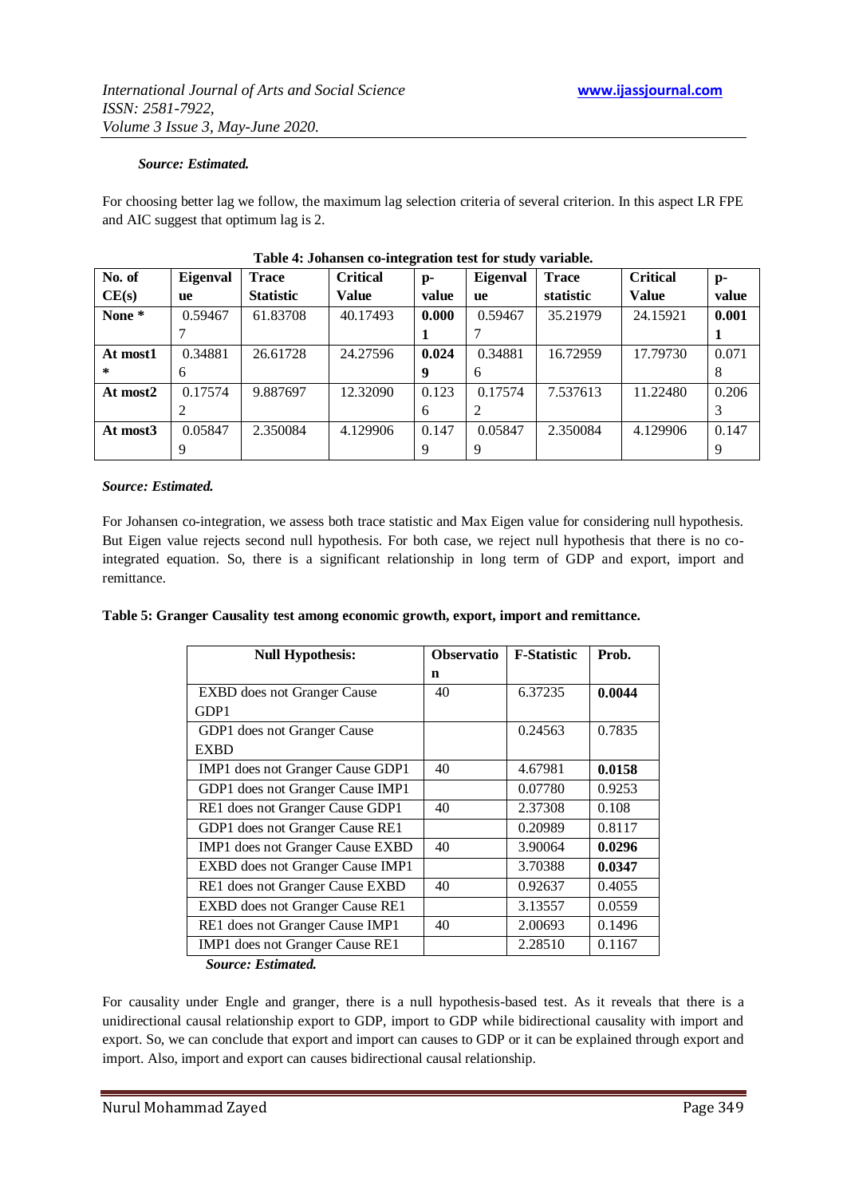***Source: Estimated.***

For choosing better lag we follow, the maximum lag selection criteria of several criterion. In this aspect LR FPE and AIC suggest that optimum lag is 2.

**Table 4: Johansen co-integration test for study variable.**

| No. of CE(s) | Eigenvalue | Trace Statistic | Critical Value | p-value | Eigenvalue | Trace statistic | Critical Value | p-value |
|---|---|---|---|---|---|---|---|---|
| **None \*** | 0.594677 | 61.83708 | 40.17493 | **0.0001** | 0.594677 | 35.21979 | 24.15921 | **0.0011** |
| **At most1 \*** | 0.348816 | 26.61728 | 24.27596 | **0.0249** | 0.348816 | 16.72959 | 17.79730 | 0.0718 |
| **At most2** | 0.175742 | 9.887697 | 12.32090 | 0.1236 | 0.175742 | 7.537613 | 11.22480 | 0.2063 |
| **At most3** | 0.058479 | 2.350084 | 4.129906 | 0.1479 | 0.058479 | 2.350084 | 4.129906 | 0.1479 |

***Source: Estimated.***

For Johansen co-integration, we assess both trace statistic and Max Eigen value for considering null hypothesis. But Eigen value rejects second null hypothesis. For both case, we reject null hypothesis that there is no co-integrated equation. So, there is a significant relationship in long term of GDP and export, import and remittance.

**Table 5: Granger Causality test among economic growth, export, import and remittance.**

| Null Hypothesis: | Observation | F-Statistic | Prob. |
|---|---|---|---|
| EXBD does not Granger Cause GDP1 | 40 | 6.37235 | **0.0044** |
| GDP1 does not Granger Cause EXBD | | 0.24563 | 0.7835 |
| IMP1 does not Granger Cause GDP1 | 40 | 4.67981 | **0.0158** |
| GDP1 does not Granger Cause IMP1 | | 0.07780 | 0.9253 |
| RE1 does not Granger Cause GDP1 | 40 | 2.37308 | 0.108 |
| GDP1 does not Granger Cause RE1 | | 0.20989 | 0.8117 |
| IMP1 does not Granger Cause EXBD | 40 | 3.90064 | **0.0296** |
| EXBD does not Granger Cause IMP1 | | 3.70388 | **0.0347** |
| RE1 does not Granger Cause EXBD | 40 | 0.92637 | 0.4055 |
| EXBD does not Granger Cause RE1 | | 3.13557 | 0.0559 |
| RE1 does not Granger Cause IMP1 | 40 | 2.00693 | 0.1496 |
| IMP1 does not Granger Cause RE1 | | 2.28510 | 0.1167 |

***Source: Estimated.***

For causality under Engle and granger, there is a null hypothesis-based test. As it reveals that there is a unidirectional causal relationship export to GDP, import to GDP while bidirectional causality with import and export. So, we can conclude that export and import can causes to GDP or it can be explained through export and import. Also, import and export can causes bidirectional causal relationship.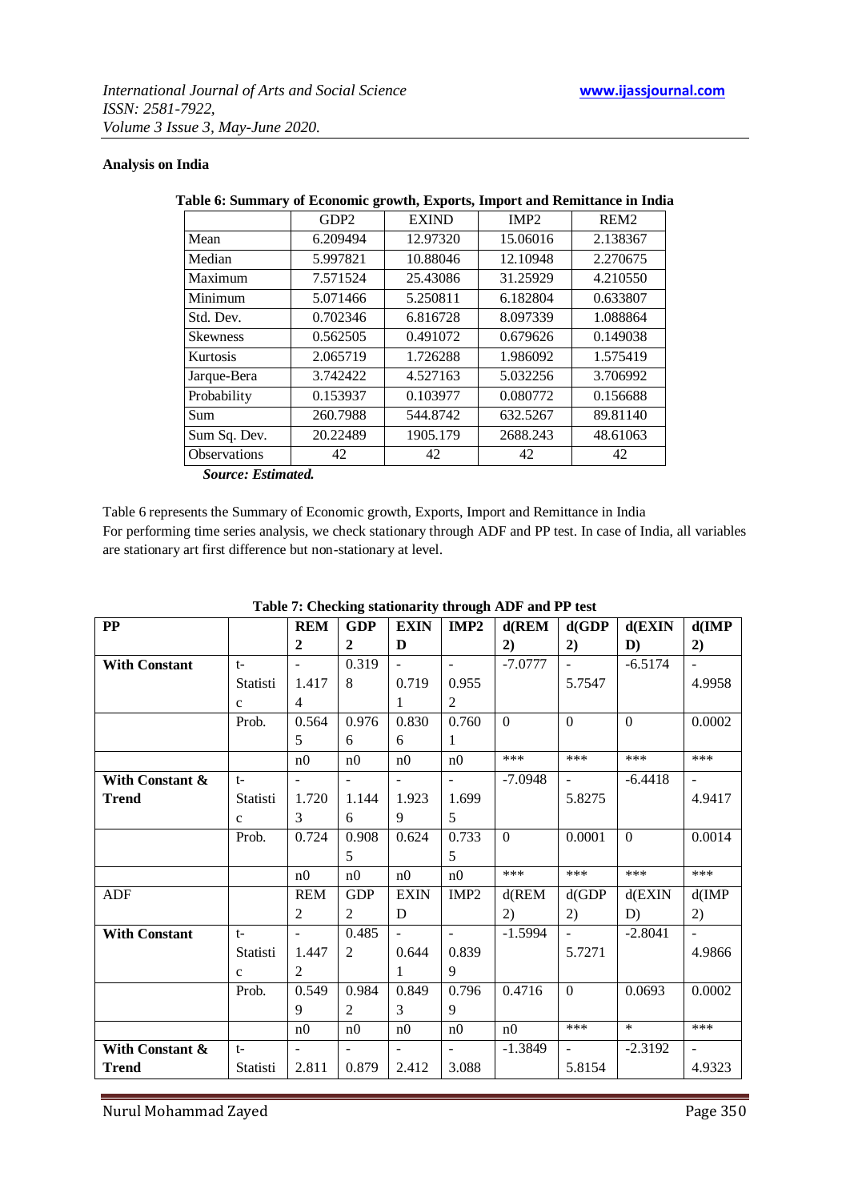**Analysis on India**

**Table 6: Summary of Economic growth, Exports, Import and Remittance in India**

| | GDP2 | EXIND | IMP2 | REM2 |
|---|---|---|---|---|
| Mean | 6.209494 | 12.97320 | 15.06016 | 2.138367 |
| Median | 5.997821 | 10.88046 | 12.10948 | 2.270675 |
| Maximum | 7.571524 | 25.43086 | 31.25929 | 4.210550 |
| Minimum | 5.071466 | 5.250811 | 6.182804 | 0.633807 |
| Std. Dev. | 0.702346 | 6.816728 | 8.097339 | 1.088864 |
| Skewness | 0.562505 | 0.491072 | 0.679626 | 0.149038 |
| Kurtosis | 2.065719 | 1.726288 | 1.986092 | 1.575419 |
| Jarque-Bera | 3.742422 | 4.527163 | 5.032256 | 3.706992 |
| Probability | 0.153937 | 0.103977 | 0.080772 | 0.156688 |
| Sum | 260.7988 | 544.8742 | 632.5267 | 89.81140 |
| Sum Sq. Dev. | 20.22489 | 1905.179 | 2688.243 | 48.61063 |
| Observations | 42 | 42 | 42 | 42 |

*Source: Estimated.*

Table 6 represents the Summary of Economic growth, Exports, Import and Remittance in India
For performing time series analysis, we check stationary through ADF and PP test. In case of India, all variables are stationary art first difference but non-stationary at level.

**Table 7: Checking stationarity through ADF and PP test**

| **PP** | | **REM2** | **GDP2** | **EXIND** | **IMP2** | **d(REM2)** | **d(GDP2)** | **d(EXIND)** | **d(IMP2)** |
|---|---|---|---|---|---|---|---|---|---|
| **With Constant** | t-Statistic | -1.4174 | 0.3198 | -0.7191 | -0.9552 | -7.0777 | -5.7547 | -6.5174 | -4.9958 |
| | Prob. | 0.5645 | 0.9766 | 0.8306 | 0.7601 | 0 | 0 | 0 | 0.0002 |
| | | n0 | n0 | n0 | n0 | *** | *** | *** | *** |
| **With Constant & Trend** | t-Statistic | -1.7203 | -1.1446 | -1.9239 | -1.6995 | -7.0948 | -5.8275 | -6.4418 | -4.9417 |
| | Prob. | 0.7243 | 0.9085 | 0.6249 | 0.7335 | 0 | 0.0001 | 0 | 0.0014 |
| | | n0 | n0 | n0 | n0 | *** | *** | *** | *** |
| ADF | | REM2 | GDP2 | EXIND | IMP2 | d(REM2) | d(GDP2) | d(EXIND) | d(IMP2) |
| **With Constant** | t-Statistic | -1.4472 | 0.4852 | -0.6441 | -0.8399 | -1.5994 | -5.7271 | -2.8041 | -4.9866 |
| | Prob. | 0.5499 | 0.9842 | 0.8493 | 0.7969 | 0.4716 | 0 | 0.0693 | 0.0002 |
| | | n0 | n0 | n0 | n0 | n0 | *** | * | *** |
| **With Constant & Trend** | t-Statistic | -2.811 | -0.879 | -2.412 | -3.088 | -1.3849 | -5.8154 | -2.3192 | -4.9323 |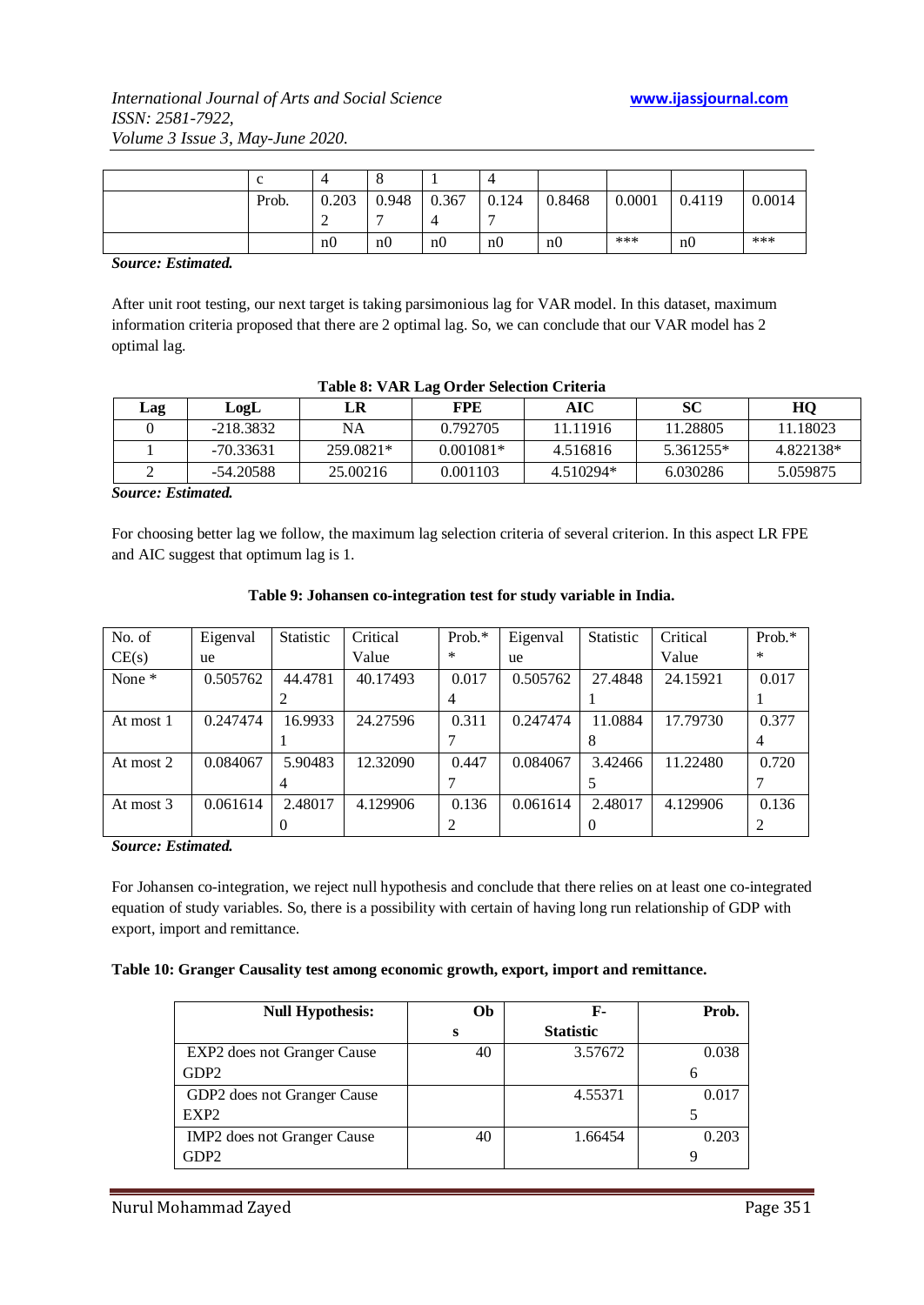| | c | 4 | 8 | 1 | 4 | | | | |
|---|---|---|---|---|---|---|---|---|---|
| | Prob. | 0.2032 | 0.9487 | 0.3674 | 0.1247 | 0.8468 | 0.0001 | 0.4119 | 0.0014 |
| | | n0 | n0 | n0 | n0 | n0 | *** | n0 | *** |

***Source: Estimated.***

After unit root testing, our next target is taking parsimonious lag for VAR model. In this dataset, maximum information criteria proposed that there are 2 optimal lag. So, we can conclude that our VAR model has 2 optimal lag.

**Table 8: VAR Lag Order Selection Criteria**

| Lag | LogL | LR | FPE | AIC | SC | HQ |
|---|---|---|---|---|---|---|
| 0 | -218.3832 | NA | 0.792705 | 11.11916 | 11.28805 | 11.18023 |
| 1 | -70.33631 | 259.0821* | 0.001081* | 4.516816 | 5.361255* | 4.822138* |
| 2 | -54.20588 | 25.00216 | 0.001103 | 4.510294* | 6.030286 | 5.059875 |

***Source: Estimated.***

For choosing better lag we follow, the maximum lag selection criteria of several criterion. In this aspect LR FPE and AIC suggest that optimum lag is 1.

**Table 9: Johansen co-integration test for study variable in India.**

| No. of CE(s) | Eigenvalue | Statistic | Critical Value | Prob.** | Eigenvalue | Statistic | Critical Value | Prob.** |
|---|---|---|---|---|---|---|---|---|
| None * | 0.505762 | 44.47812 | 40.17493 | 0.0174 | 0.505762 | 27.48481 | 24.15921 | 0.0171 |
| At most 1 | 0.247474 | 16.99331 | 24.27596 | 0.3117 | 0.247474 | 11.08848 | 17.79730 | 0.3774 |
| At most 2 | 0.084067 | 5.904834 | 12.32090 | 0.4477 | 0.084067 | 3.424665 | 11.22480 | 0.7207 |
| At most 3 | 0.061614 | 2.480170 | 4.129906 | 0.1362 | 0.061614 | 2.480170 | 4.129906 | 0.1362 |

***Source: Estimated.***

For Johansen co-integration, we reject null hypothesis and conclude that there relies on at least one co-integrated equation of study variables. So, there is a possibility with certain of having long run relationship of GDP with export, import and remittance.

**Table 10: Granger Causality test among economic growth, export, import and remittance.**

| Null Hypothesis: | Obs | F-Statistic | Prob. |
|---|---|---|---|
| EXP2 does not Granger Cause GDP2 | 40 | 3.57672 | 0.0386 |
| GDP2 does not Granger Cause EXP2 | | 4.55371 | 0.0175 |
| IMP2 does not Granger Cause GDP2 | 40 | 1.66454 | 0.2039 |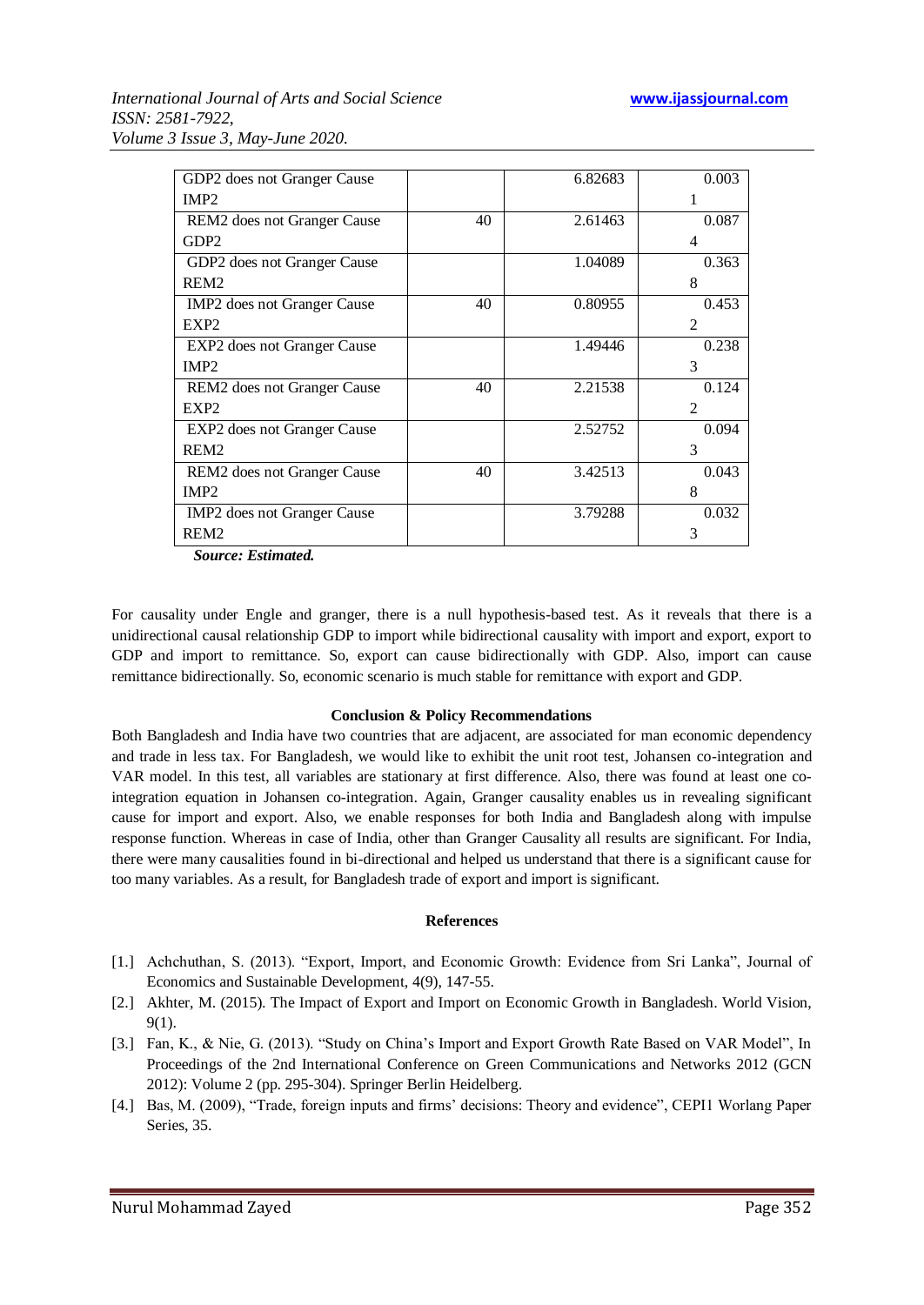| GDP2 does not Granger Cause IMP2 | | 6.82683 | 0.0031 |
|---|---|---|---|
| REM2 does not Granger Cause GDP2 | 40 | 2.61463 | 0.0874 |
| GDP2 does not Granger Cause REM2 | | 1.04089 | 0.3638 |
| IMP2 does not Granger Cause EXP2 | 40 | 0.80955 | 0.4532 |
| EXP2 does not Granger Cause IMP2 | | 1.49446 | 0.2383 |
| REM2 does not Granger Cause EXP2 | 40 | 2.21538 | 0.1242 |
| EXP2 does not Granger Cause REM2 | | 2.52752 | 0.0943 |
| REM2 does not Granger Cause IMP2 | 40 | 3.42513 | 0.0438 |
| IMP2 does not Granger Cause REM2 | | 3.79288 | 0.0323 |

***Source: Estimated.***

For causality under Engle and granger, there is a null hypothesis-based test. As it reveals that there is a unidirectional causal relationship GDP to import while bidirectional causality with import and export, export to GDP and import to remittance. So, export can cause bidirectionally with GDP. Also, import can cause remittance bidirectionally. So, economic scenario is much stable for remittance with export and GDP.

## Conclusion & Policy Recommendations

Both Bangladesh and India have two countries that are adjacent, are associated for man economic dependency and trade in less tax. For Bangladesh, we would like to exhibit the unit root test, Johansen co-integration and VAR model. In this test, all variables are stationary at first difference. Also, there was found at least one co-integration equation in Johansen co-integration. Again, Granger causality enables us in revealing significant cause for import and export. Also, we enable responses for both India and Bangladesh along with impulse response function. Whereas in case of India, other than Granger Causality all results are significant. For India, there were many causalities found in bi-directional and helped us understand that there is a significant cause for too many variables. As a result, for Bangladesh trade of export and import is significant.

## References

[1.] Achchuthan, S. (2013). "Export, Import, and Economic Growth: Evidence from Sri Lanka", Journal of Economics and Sustainable Development, 4(9), 147-55.

[2.] Akhter, M. (2015). The Impact of Export and Import on Economic Growth in Bangladesh. World Vision, 9(1).

[3.] Fan, K., & Nie, G. (2013). "Study on China's Import and Export Growth Rate Based on VAR Model", In Proceedings of the 2nd International Conference on Green Communications and Networks 2012 (GCN 2012): Volume 2 (pp. 295-304). Springer Berlin Heidelberg.

[4.] Bas, M. (2009), "Trade, foreign inputs and firms' decisions: Theory and evidence", CEPI1 Worlang Paper Series, 35.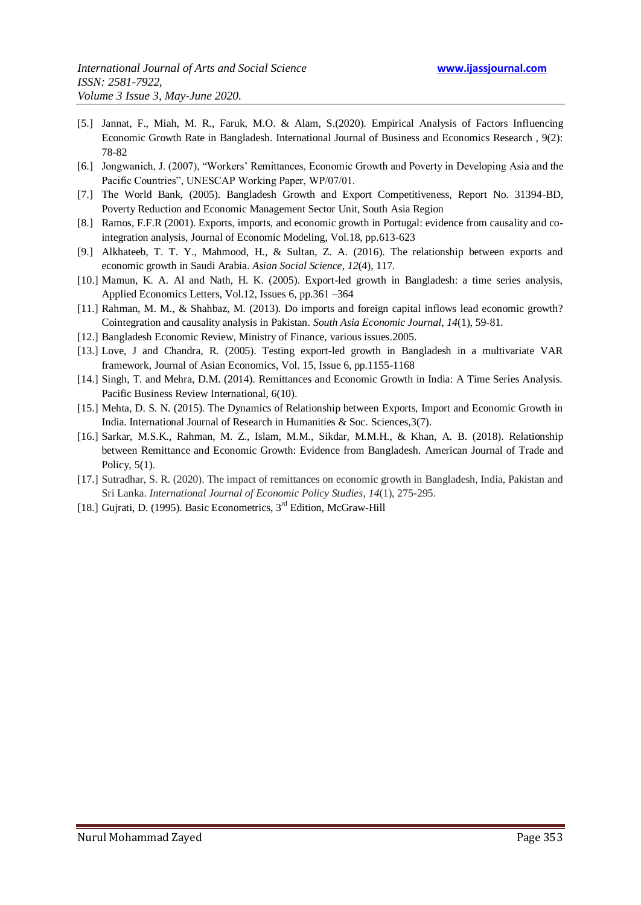- [5.] Jannat, F., Miah, M. R., Faruk, M.O. & Alam, S.(2020). Empirical Analysis of Factors Influencing Economic Growth Rate in Bangladesh. International Journal of Business and Economics Research , 9(2): 78-82
- [6.] Jongwanich, J. (2007), "Workers' Remittances, Economic Growth and Poverty in Developing Asia and the Pacific Countries", UNESCAP Working Paper, WP/07/01.
- [7.] The World Bank, (2005). Bangladesh Growth and Export Competitiveness, Report No. 31394-BD, Poverty Reduction and Economic Management Sector Unit, South Asia Region
- [8.] Ramos, F.F.R (2001). Exports, imports, and economic growth in Portugal: evidence from causality and co-integration analysis, Journal of Economic Modeling, Vol.18, pp.613-623
- [9.] Alkhateeb, T. T. Y., Mahmood, H., & Sultan, Z. A. (2016). The relationship between exports and economic growth in Saudi Arabia. *Asian Social Science*, *12*(4), 117.
- [10.] Mamun, K. A. Al and Nath, H. K. (2005). Export-led growth in Bangladesh: a time series analysis, Applied Economics Letters, Vol.12, Issues 6, pp.361 –364
- [11.] Rahman, M. M., & Shahbaz, M. (2013). Do imports and foreign capital inflows lead economic growth? Cointegration and causality analysis in Pakistan. *South Asia Economic Journal*, *14*(1), 59-81.
- [12.] Bangladesh Economic Review, Ministry of Finance, various issues.2005.
- [13.] Love, J and Chandra, R. (2005). Testing export-led growth in Bangladesh in a multivariate VAR framework, Journal of Asian Economics, Vol. 15, Issue 6, pp.1155-1168
- [14.] Singh, T. and Mehra, D.M. (2014). Remittances and Economic Growth in India: A Time Series Analysis. Pacific Business Review International, 6(10).
- [15.] Mehta, D. S. N. (2015). The Dynamics of Relationship between Exports, Import and Economic Growth in India. International Journal of Research in Humanities & Soc. Sciences,3(7).
- [16.] Sarkar, M.S.K., Rahman, M. Z., Islam, M.M., Sikdar, M.M.H., & Khan, A. B. (2018). Relationship between Remittance and Economic Growth: Evidence from Bangladesh. American Journal of Trade and Policy, 5(1).
- [17.] Sutradhar, S. R. (2020). The impact of remittances on economic growth in Bangladesh, India, Pakistan and Sri Lanka. *International Journal of Economic Policy Studies*, *14*(1), 275-295.
- [18.] Gujrati, D. (1995). Basic Econometrics, 3rd Edition, McGraw-Hill